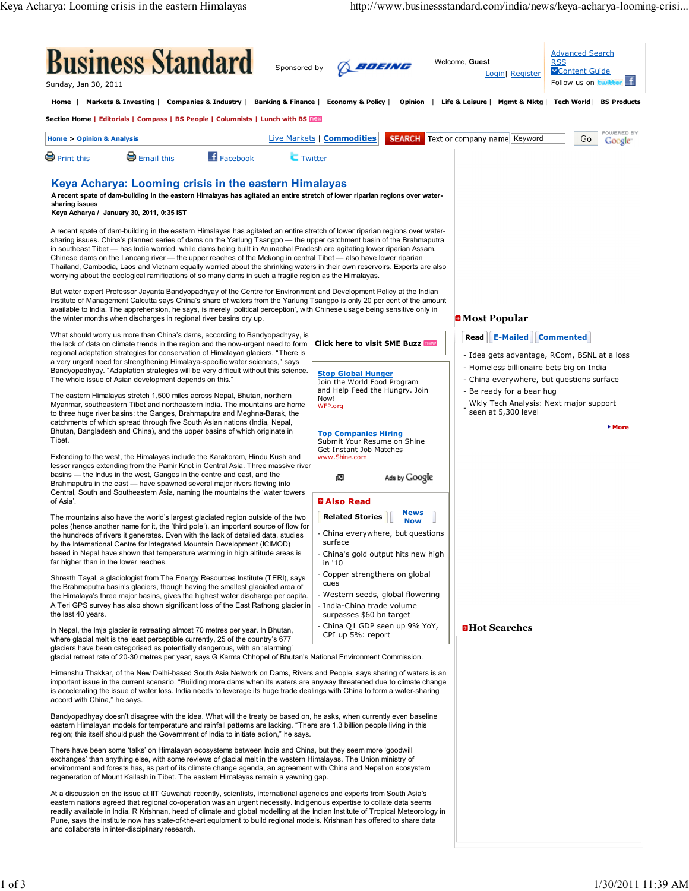# Keya Acharya: Looming crisis in the eastern Himalayas

**A recent spate of dam-building in the eastern Himalayas has agitated an entire stretch of lower riparian regions over water-sharing issues**

**Keya Acharya / January 30, 2011, 0:35 IST**

A recent spate of dam-building in the eastern Himalayas has agitated an entire stretch of lower riparian regions over water-sharing issues. China's planned series of dams on the Yarlung Tsangpo — the upper catchment basin of the Brahmaputra in southeast Tibet — has India worried, while dams being built in Arunachal Pradesh are agitating lower riparian Assam. Chinese dams on the Lancang river — the upper reaches of the Mekong in central Tibet — also have lower riparian Thailand, Cambodia, Laos and Vietnam equally worried about the shrinking waters in their own reservoirs. Experts are also worrying about the ecological ramifications of so many dams in such a fragile region as the Himalayas.

But water expert Professor Jayanta Bandyopadhyay of the Centre for Environment and Development Policy at the Indian Institute of Management Calcutta says China's share of waters from the Yarlung Tsangpo is only 20 per cent of the amount available to India. The apprehension, he says, is merely 'political perception', with Chinese usage being sensitive only in the winter months when discharges in regional river basins dry up.

What should worry us more than China's growth, according to Bandyopadhyay, is the lack of data on climate trends in the region and the now-urgent need to form regional adaptation strategies for conservation of Himalayan glaciers. "There is a very urgent need for strengthening Himalaya-specific water sciences," says Bandyopadhyay. "Adaptation strategies will be very difficult without this science. The whole issue of Asian development depends on this."

The eastern Himalayas stretch 1,500 miles across Nepal, Bhutan, northern Myanmar, southeastern Tibet and northeastern India. The mountains are home to three huge river basins: the Ganges, Brahmaputra and Meghna-Barak, the catchments of which spread through five South Asian nations (India, Nepal, Bhutan, Bangladesh and China), and the upper basins of which originate in Tibet.

Extending to the west, the Himalayas include the Karakoram, Hindu Kush and lesser ranges extending from the Pamir Knot in Central Asia. Three massive river basins — the Indus in the west, Ganges in the centre and east, and the Brahmaputra in the east — have spawned several major rivers flowing into Central, South and Southeastern Asia, naming the mountains the 'water towers of Asia'.

The mountains also have the world's largest glaciated region outside of the two poles (hence another name for it, the 'third pole'), an important source of flow for the hundreds of rivers it generates. Even with the lack of detailed data, studies by the International Centre for Integrated Mountain Development (ICIMOD) based in Nepal have shown that temperature warming in high altitude areas is far higher than in the lower reaches.

Shresth Tayal, a glaciologist from The Energy Resources Institute (TERI), says the Brahmaputra basin's glaciers, though having the smallest glaciated area of the Himalaya's three major basins, gives the highest water discharge per capita. A Teri GPS survey has also shown significant loss of the East Rathong glacier in the last 40 years.

In Nepal, the Imja glacier is retreating almost 70 metres per year. In Bhutan, where glacial melt is the least perceptible currently, 25 of the country's 677 glaciers have been categorised as potentially dangerous, with an 'alarming' glacial retreat rate of 20-30 metres per year, says G Karma Chhopel of Bhutan's National Environment Commission.

Himanshu Thakkar, of the New Delhi-based South Asia Network on Dams, Rivers and People, says sharing of waters is an important issue in the current scenario. "Building more dams when its waters are anyway threatened due to climate change is accelerating the issue of water loss. India needs to leverage its huge trade dealings with China to form a water-sharing accord with China," he says.

Bandyopadhyay doesn't disagree with the idea. What will the treaty be based on, he asks, when currently even baseline eastern Himalayan models for temperature and rainfall patterns are lacking. "There are 1.3 billion people living in this region; this itself should push the Government of India to initiate action," he says.

There have been some 'talks' on Himalayan ecosystems between India and China, but they seem more 'goodwill exchanges' than anything else, with some reviews of glacial melt in the western Himalayas. The Union ministry of environment and forests has, as part of its climate change agenda, an agreement with China and Nepal on ecosystem regeneration of Mount Kailash in Tibet. The eastern Himalayas remain a yawning gap.

At a discussion on the issue at IIT Guwahati recently, scientists, international agencies and experts from South Asia's eastern nations agreed that regional co-operation was an urgent necessity. Indigenous expertise to collate data seems readily available in India. R Krishnan, head of climate and global modelling at the Indian Institute of Tropical Meteorology in Pune, says the institute now has state-of-the-art equipment to build regional models. Krishnan has offered to share data and collaborate in inter-disciplinary research.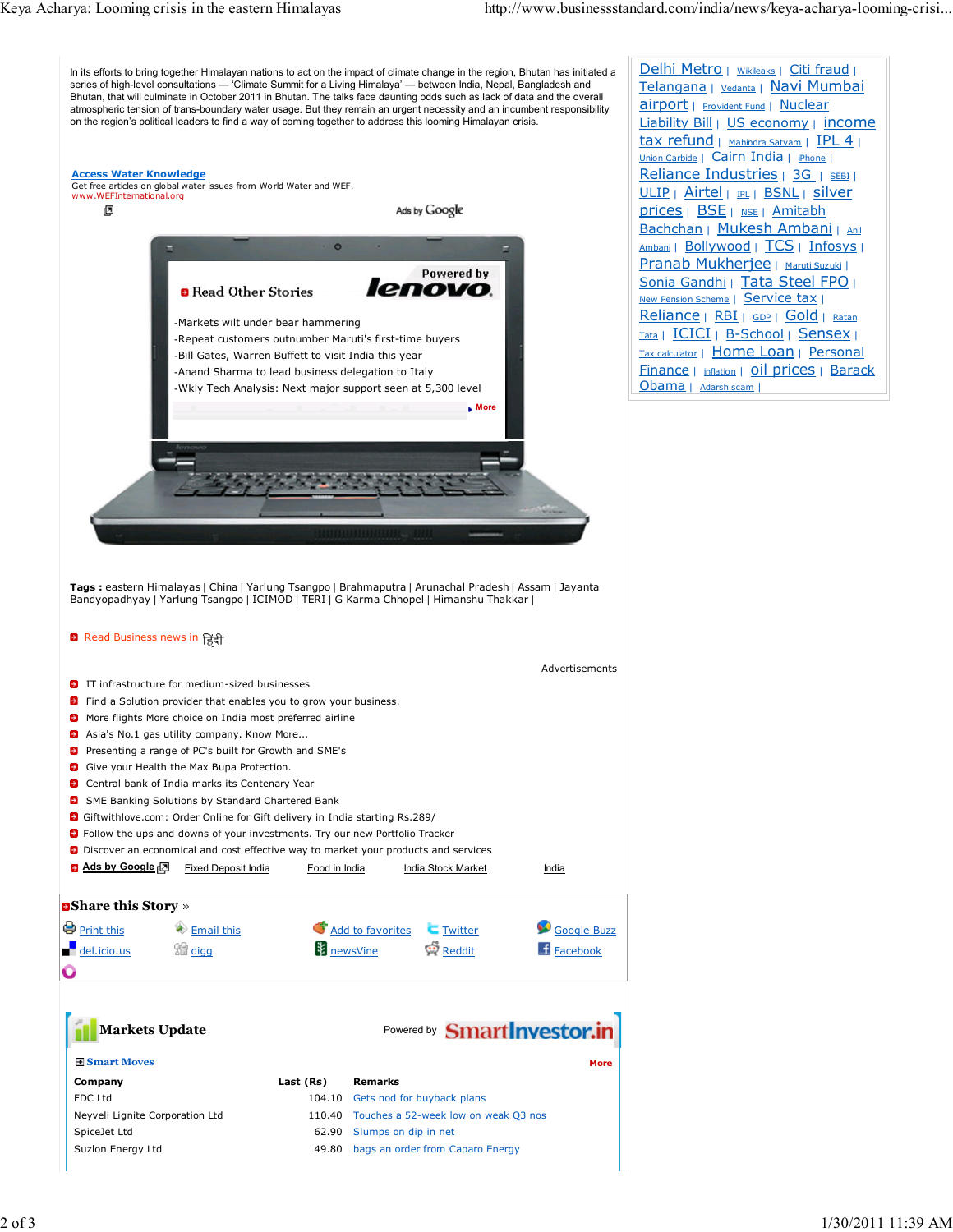In its efforts to bring together Himalayan nations to act on the impact of climate change in the region, Bhutan has initiated a series of high-level consultations — 'Climate Summit for a Living Himalaya' — between India, Nepal, Bangladesh and Bhutan, that will culminate in October 2011 in Bhutan. The talks face daunting odds such as lack of data and the overall atmospheric tension of trans-boundary water usage. But they remain an urgent necessity and an incumbent responsibility on the region's political leaders to find a way of coming together to address this looming Himalayan crisis.

**Access Water Knowledge**
Get free articles on global water issues from World Water and WEF.
www.WEFInternational.org

Ads by Google

**Read Other Stories** — Powered by lenovo

- Markets wilt under bear hammering
- Repeat customers outnumber Maruti's first-time buyers
- Bill Gates, Warren Buffett to visit India this year
- Anand Sharma to lead business delegation to Italy
- Wkly Tech Analysis: Next major support seen at 5,300 level

More

**Tags :** eastern Himalayas | China | Yarlung Tsangpo | Brahmaputra | Arunachal Pradesh | Assam | Jayanta Bandyopadhyay | Yarlung Tsangpo | ICIMOD | TERI | G Karma Chhopel | Himanshu Thakkar |

Read Business news in हिंदी

Advertisements

- IT infrastructure for medium-sized businesses
- Find a Solution provider that enables you to grow your business.
- More flights More choice on India most preferred airline
- Asia's No.1 gas utility company. Know More...
- Presenting a range of PC's built for Growth and SME's
- Give your Health the Max Bupa Protection.
- Central bank of India marks its Centenary Year
- SME Banking Solutions by Standard Chartered Bank
- Giftwithlove.com: Order Online for Gift delivery in India starting Rs.289/
- Follow the ups and downs of your investments. Try our new Portfolio Tracker
- Discover an economical and cost effective way to market your products and services
- Ads by Google — Fixed Deposit India | Food in India | India Stock Market | India

**Share this Story »**

Print this | Email this | Add to favorites | Twitter | Google Buzz
del.icio.us | digg | newsVine | Reddit | Facebook

**Markets Update** — Powered by SmartInvestor.in

**Smart Moves** — More

| Company | Last (Rs) | Remarks |
|---|---|---|
| FDC Ltd | 104.10 | Gets nod for buyback plans |
| Neyveli Lignite Corporation Ltd | 110.40 | Touches a 52-week low on weak Q3 nos |
| SpiceJet Ltd | 62.90 | Slumps on dip in net |
| Suzlon Energy Ltd | 49.80 | bags an order from Caparo Energy |

Delhi Metro | Wikileaks | Citi fraud | Telangana | Vedanta | Navi Mumbai airport | Provident Fund | Nuclear Liability Bill | US economy | income tax refund | Mahindra Satyam | IPL 4 | Union Carbide | Cairn India | iPhone | Reliance Industries | 3G | SEBI | ULIP | Airtel | IPL | BSNL | silver prices | BSE | NSE | Amitabh Bachchan | Mukesh Ambani | Anil Ambani | Bollywood | TCS | Infosys | Pranab Mukherjee | Maruti Suzuki | Sonia Gandhi | Tata Steel FPO | New Pension Scheme | Service tax | Reliance | RBI | GDP | Gold | Ratan Tata | ICICI | B-School | Sensex | Tax calculator | Home Loan | Personal Finance | inflation | oil prices | Barack Obama | Adarsh scam |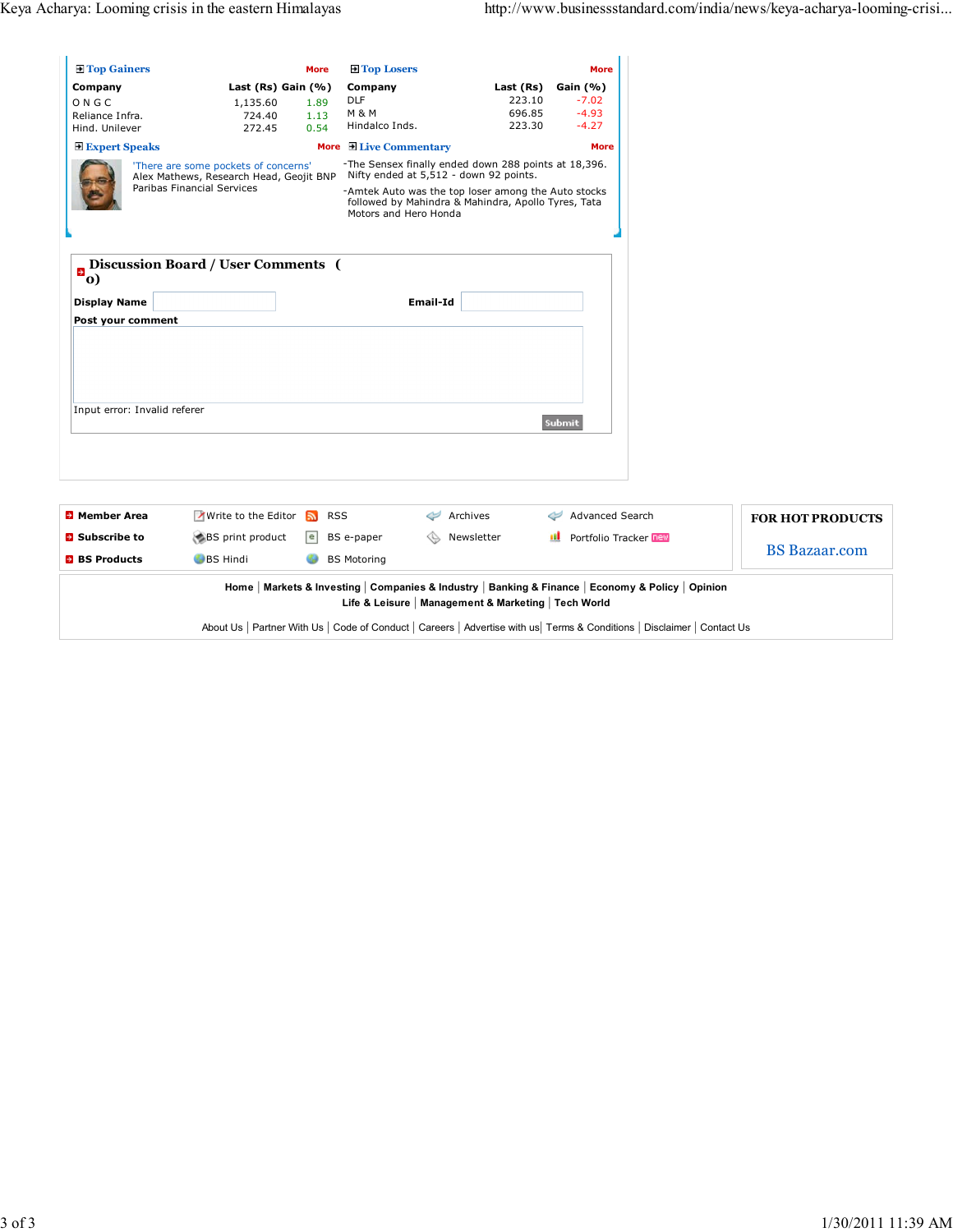**Top Gainers** More

| Company | Last (Rs) | Gain (%) |
|---|---|---|
| O N G C | 1,135.60 | 1.89 |
| Reliance Infra. | 724.40 | 1.13 |
| Hind. Unilever | 272.45 | 0.54 |

**Top Losers** More

| Company | Last (Rs) | Gain (%) |
|---|---|---|
| DLF | 223.10 | -7.02 |
| M & M | 696.85 | -4.93 |
| Hindalco Inds. | 223.30 | -4.27 |

**Expert Speaks** More

'There are some pockets of concerns'
Alex Mathews, Research Head, Geojit BNP Paribas Financial Services

**Live Commentary** More

-The Sensex finally ended down 288 points at 18,396. Nifty ended at 5,512 - down 92 points.

-Amtek Auto was the top loser among the Auto stocks followed by Mahindra & Mahindra, Apollo Tyres, Tata Motors and Hero Honda

## Discussion Board / User Comments ( 0)

Display Name

Email-Id

Post your comment

Input error: Invalid referer

Submit

Member Area | Write to the Editor | RSS | Archives | Advanced Search
Subscribe to | BS print product | BS e-paper | Newsletter | Portfolio Tracker new
BS Products | BS Hindi | BS Motoring

FOR HOT PRODUCTS

BS Bazaar.com

Home | Markets & Investing | Companies & Industry | Banking & Finance | Economy & Policy | Opinion
Life & Leisure | Management & Marketing | Tech World

About Us | Partner With Us | Code of Conduct | Careers | Advertise with us | Terms & Conditions | Disclaimer | Contact Us